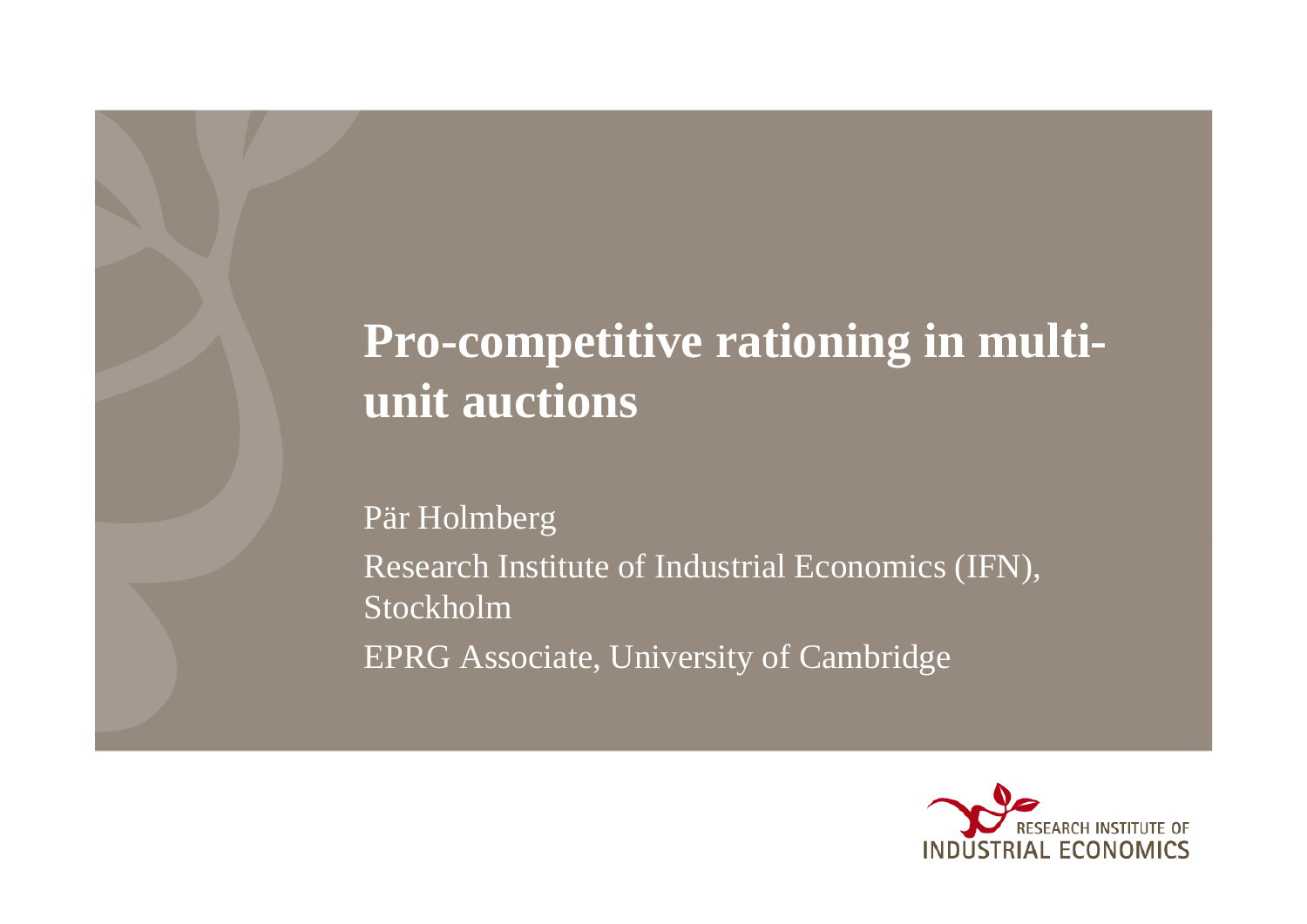# Pro-competitive rationing in multi-unit auctions

Pär Holmberg

Research Institute of Industrial Economics (IFN), Stockholm

EPRG Associate, University of Cambridge

RESEARCH INSTITUTE OF INDUSTRIAL ECONOMICS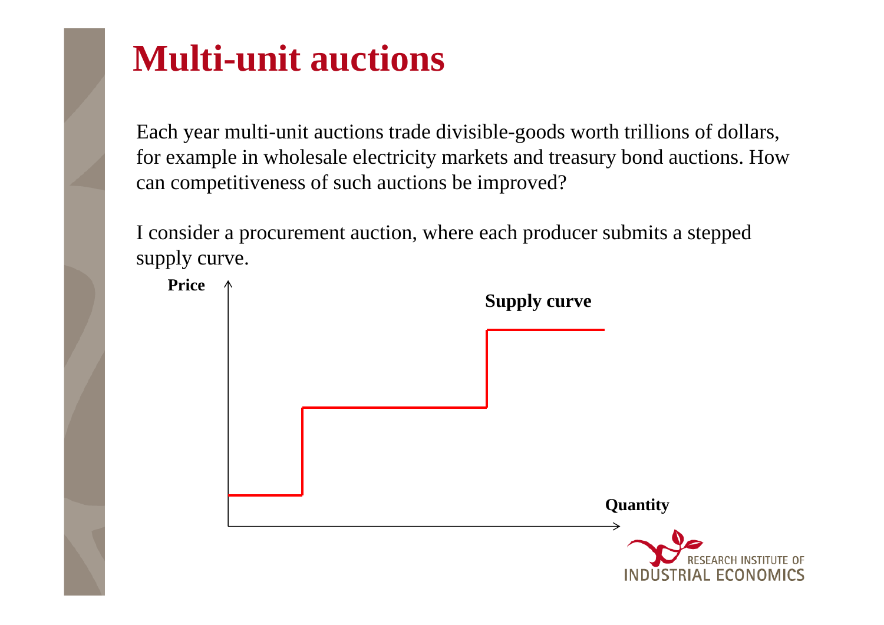# Multi-unit auctions

Each year multi-unit auctions trade divisible-goods worth trillions of dollars, for example in wholesale electricity markets and treasury bond auctions. How can competitiveness of such auctions be improved?

I consider a procurement auction, where each producer submits a stepped supply curve.

Price

Supply curve

Quantity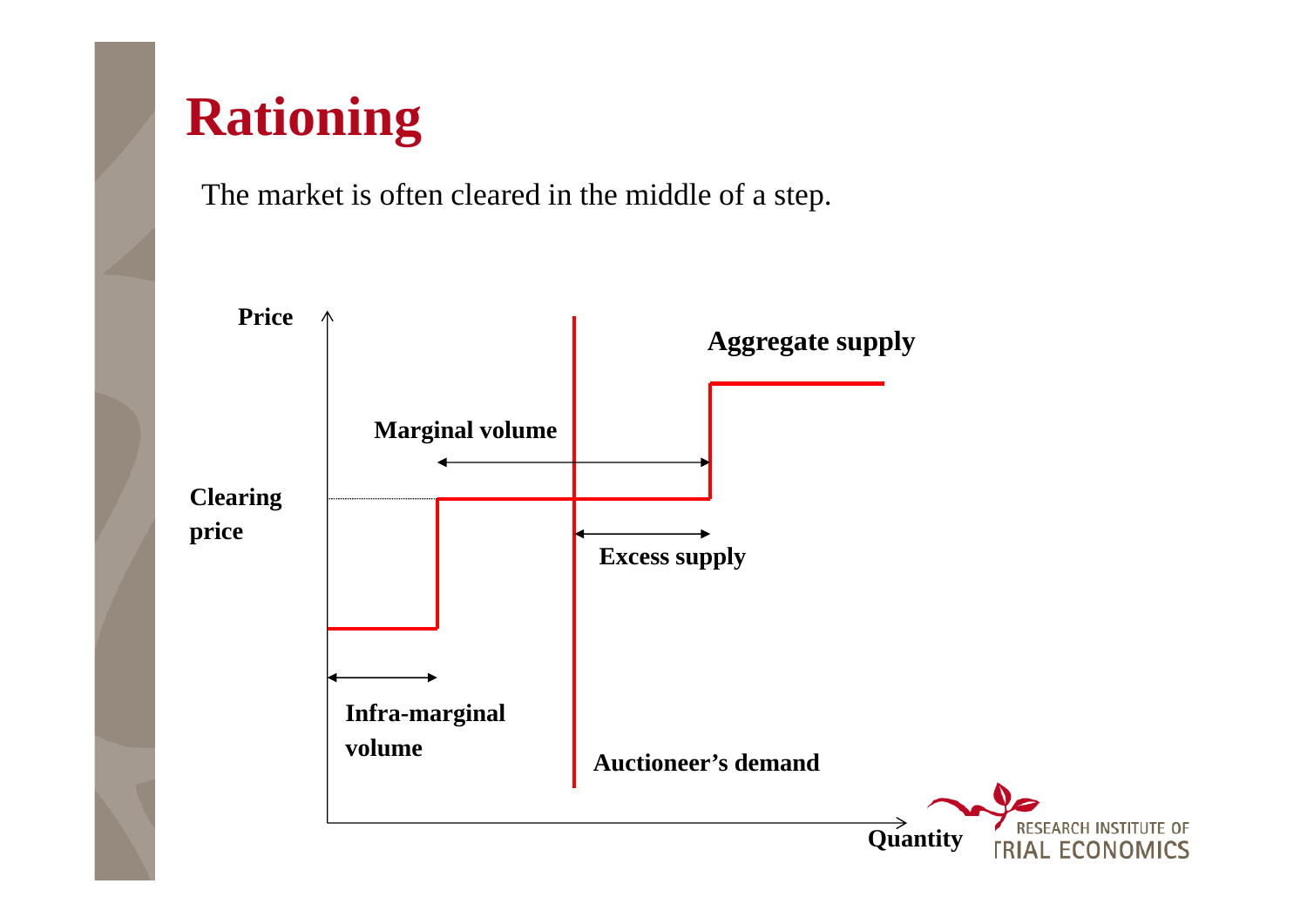# Rationing

The market is often cleared in the middle of a step.

Price

Aggregate supply

Marginal volume

Clearing price

Excess supply

Infra-marginal volume

Auctioneer's demand

Quantity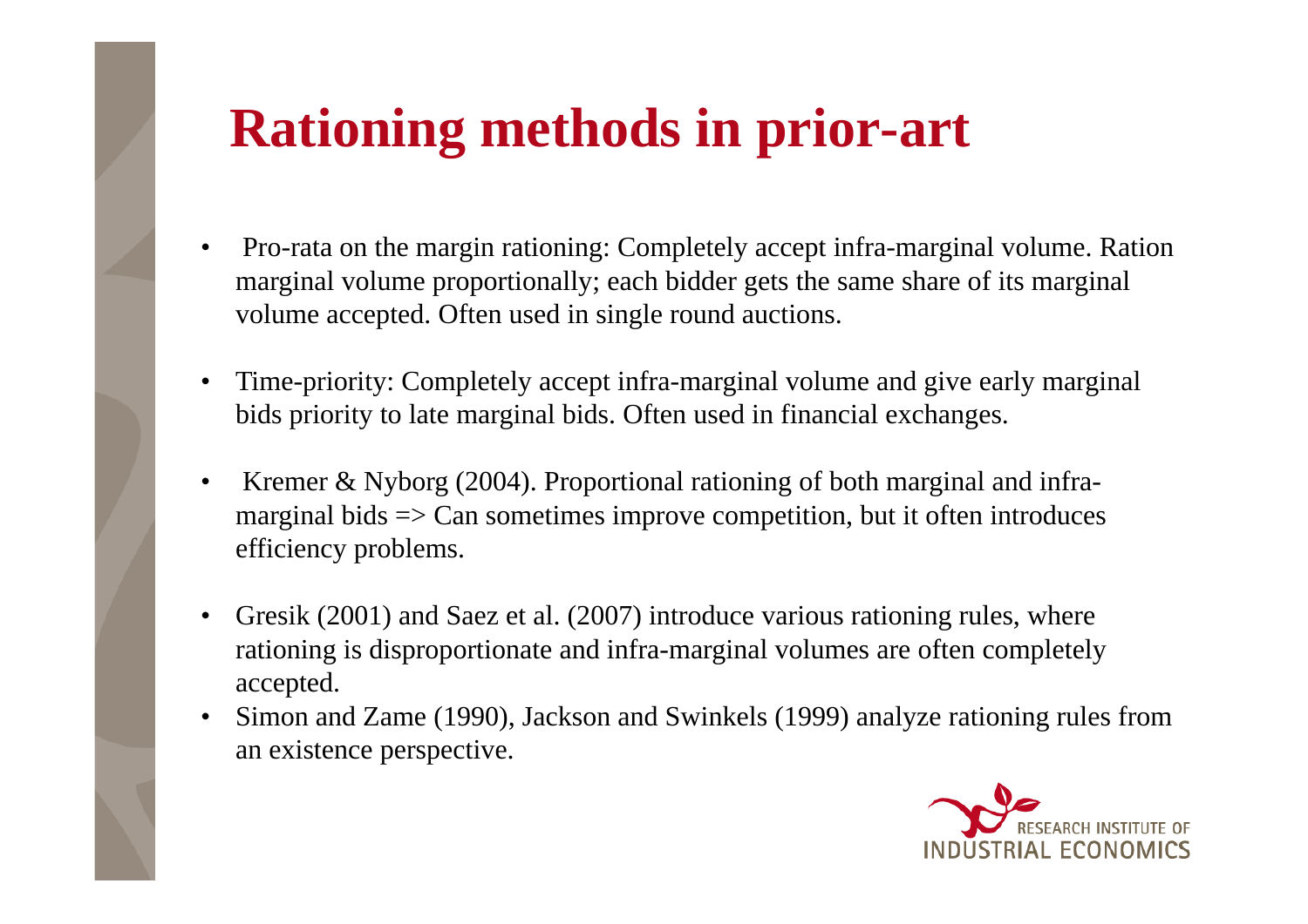# Rationing methods in prior-art

- Pro-rata on the margin rationing: Completely accept infra-marginal volume. Ration marginal volume proportionally; each bidder gets the same share of its marginal volume accepted. Often used in single round auctions.
- Time-priority: Completely accept infra-marginal volume and give early marginal bids priority to late marginal bids. Often used in financial exchanges.
- Kremer & Nyborg (2004). Proportional rationing of both marginal and infra-marginal bids => Can sometimes improve competition, but it often introduces efficiency problems.
- Gresik (2001) and Saez et al. (2007) introduce various rationing rules, where rationing is disproportionate and infra-marginal volumes are often completely accepted.
- Simon and Zame (1990), Jackson and Swinkels (1999) analyze rationing rules from an existence perspective.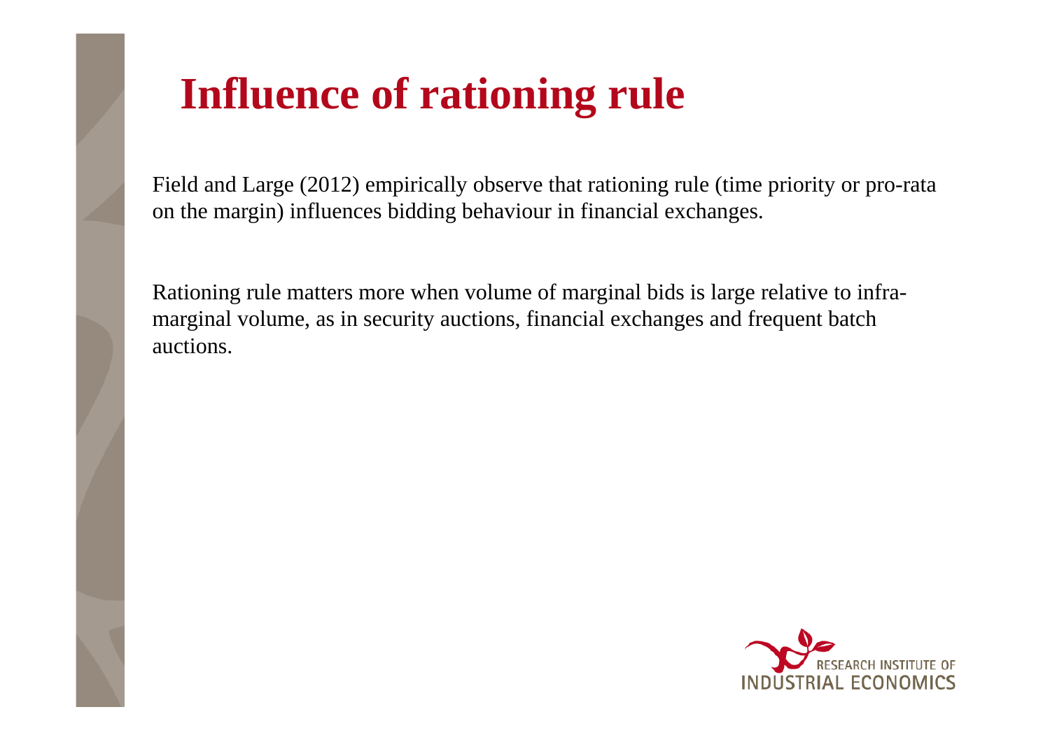# Influence of rationing rule

Field and Large (2012) empirically observe that rationing rule (time priority or pro-rata on the margin) influences bidding behaviour in financial exchanges.

Rationing rule matters more when volume of marginal bids is large relative to infra-marginal volume, as in security auctions, financial exchanges and frequent batch auctions.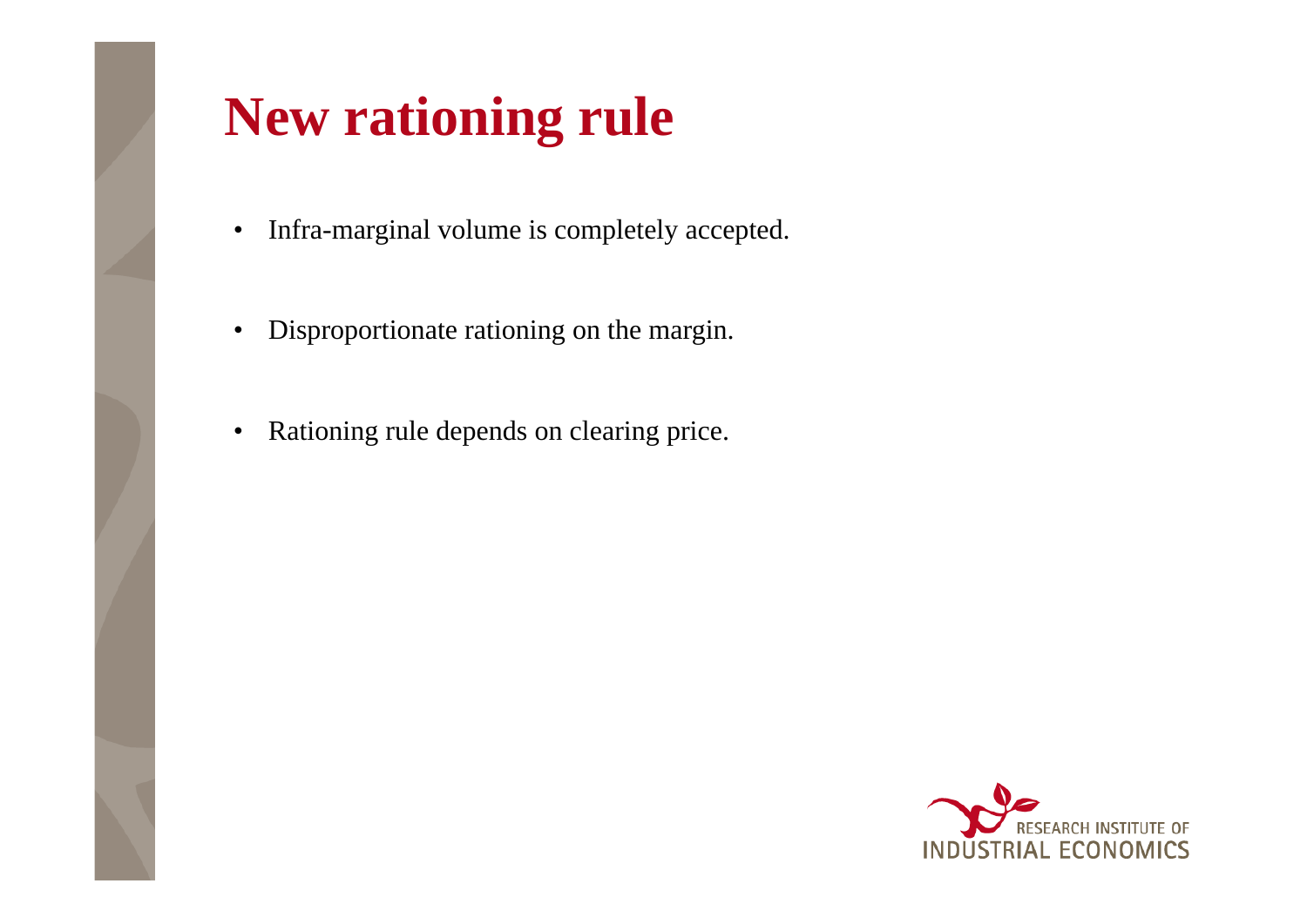# New rationing rule

- Infra-marginal volume is completely accepted.
- Disproportionate rationing on the margin.
- Rationing rule depends on clearing price.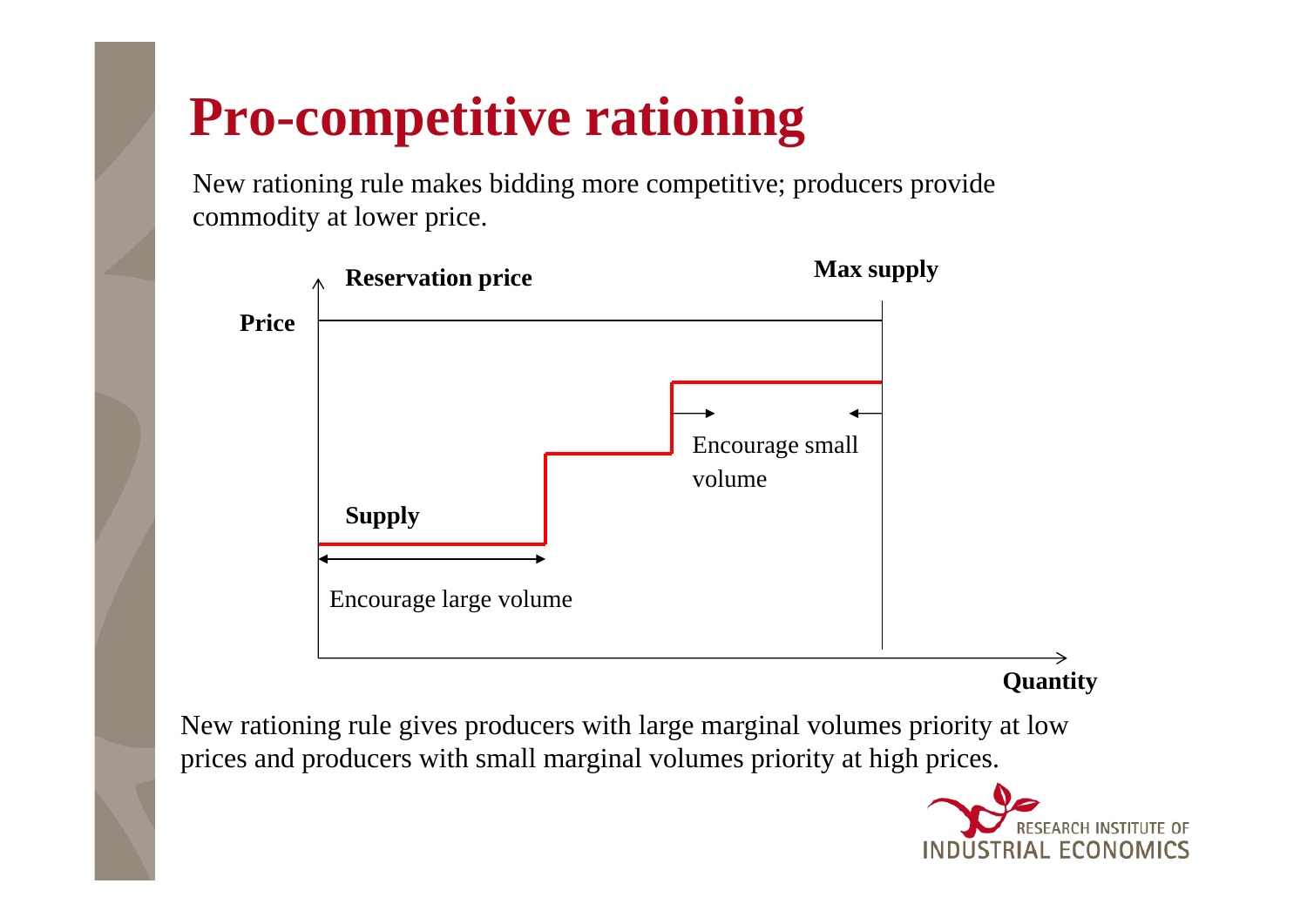# Pro-competitive rationing

New rationing rule makes bidding more competitive; producers provide commodity at lower price.

Reservation price

Max supply

Price

Encourage small volume

Supply

Encourage large volume

Quantity

New rationing rule gives producers with large marginal volumes priority at low prices and producers with small marginal volumes priority at high prices.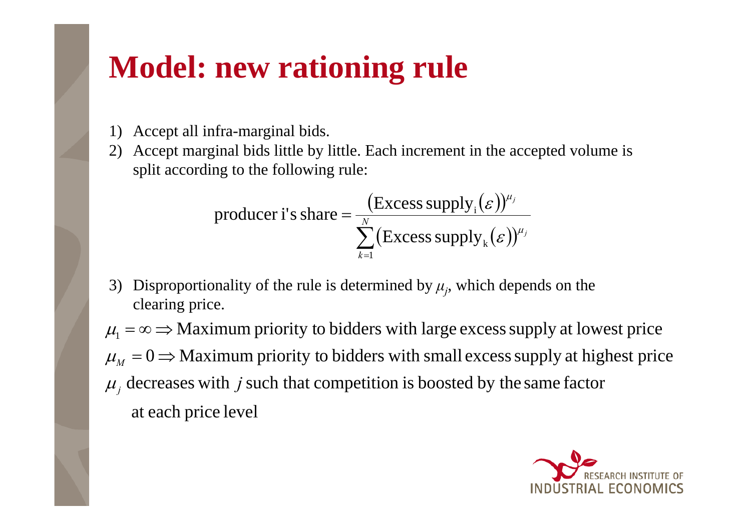# Model: new rationing rule

1) Accept all infra-marginal bids.
2) Accept marginal bids little by little. Each increment in the accepted volume is split according to the following rule:

$$\text{producer i's share} = \frac{\left(\text{Excess supply}_{\text{i}}(\varepsilon)\right)^{\mu_j}}{\sum_{k=1}^{N}\left(\text{Excess supply}_{\text{k}}(\varepsilon)\right)^{\mu_j}}$$

3) Disproportionality of the rule is determined by $\mu_j$, which depends on the clearing price.

$\mu_1 = \infty \Rightarrow$ Maximum priority to bidders with large excess supply at lowest price

$\mu_M = 0 \Rightarrow$ Maximum priority to bidders with small excess supply at highest price

$\mu_j$ decreases with $j$ such that competition is boosted by the same factor at each price level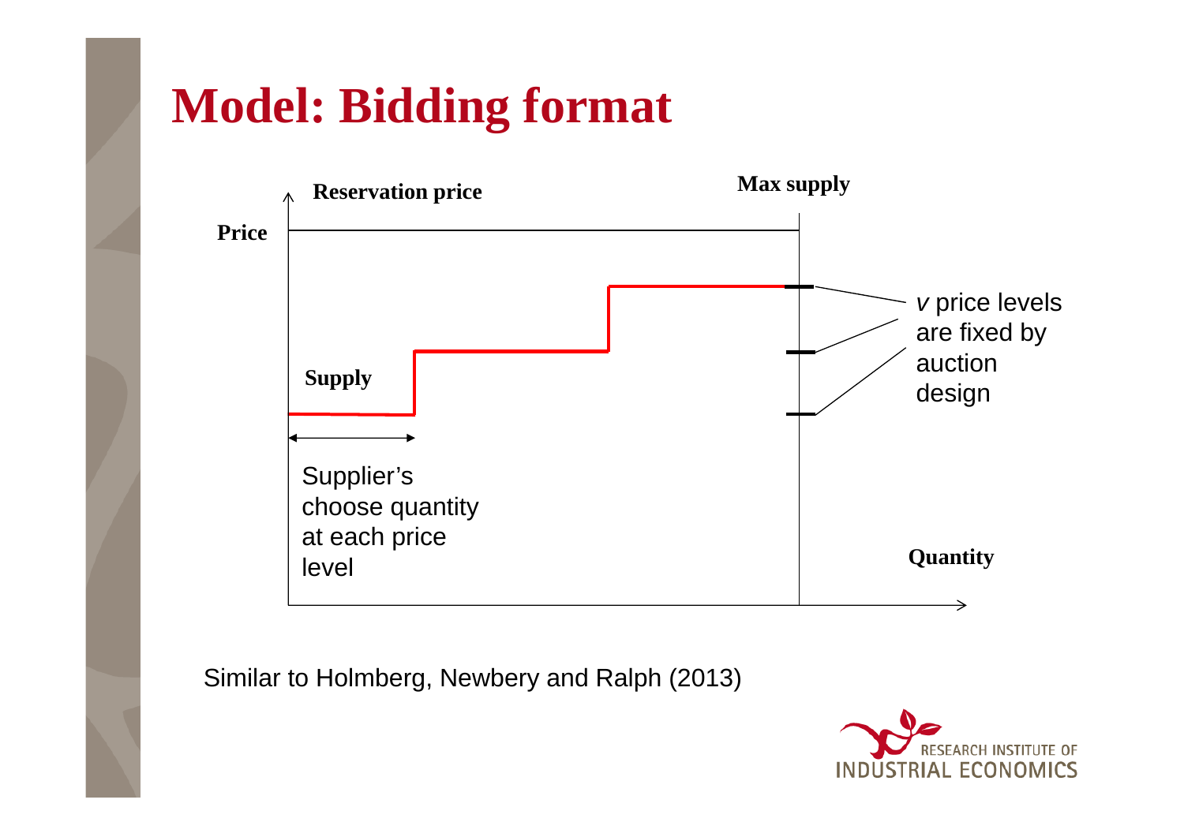# Model: Bidding format

Reservation price

Max supply

Price

*v* price levels are fixed by auction design

Supply

Supplier's choose quantity at each price level

Quantity

Similar to Holmberg, Newbery and Ralph (2013)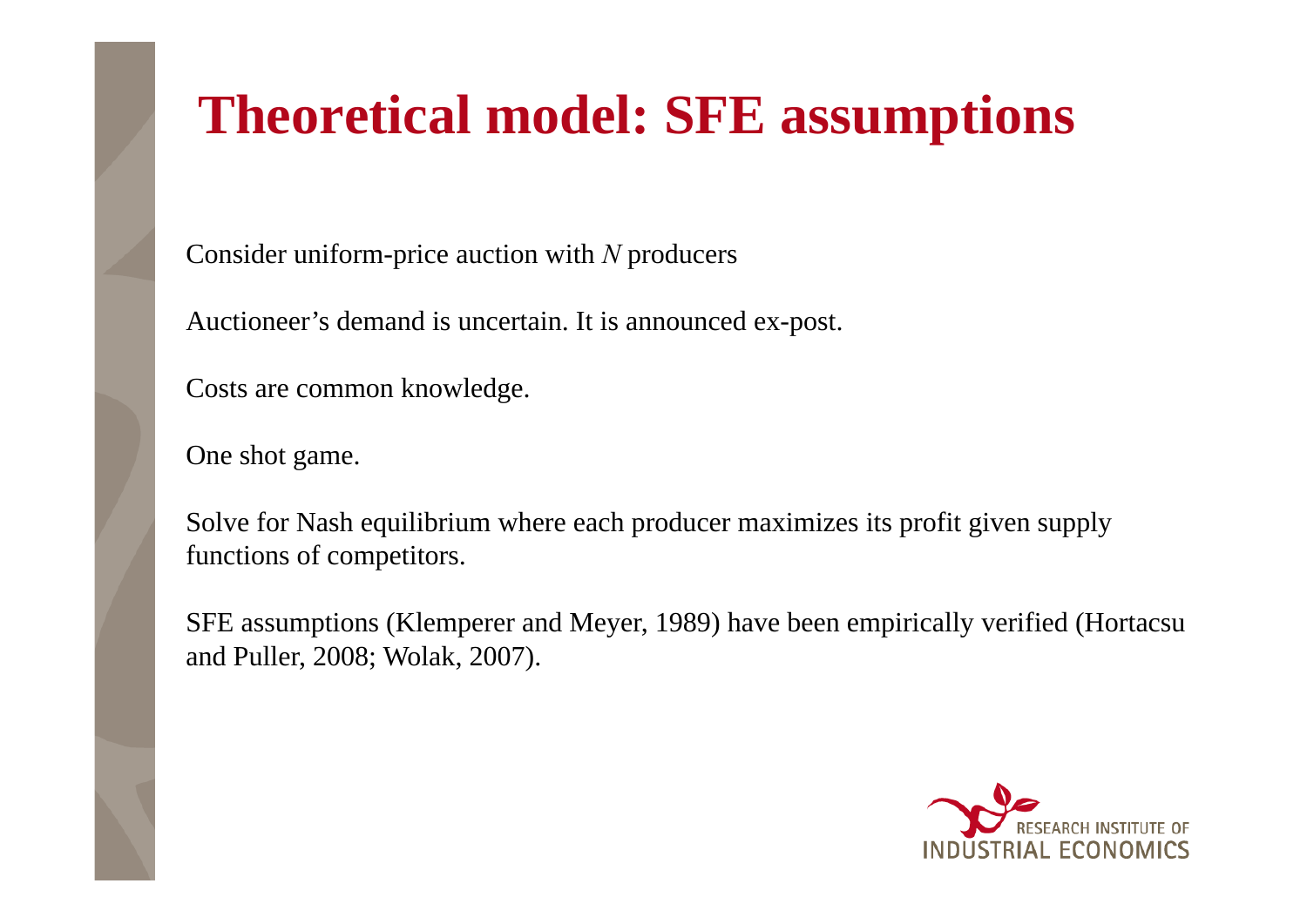# Theoretical model: SFE assumptions

Consider uniform-price auction with $N$ producers

Auctioneer's demand is uncertain. It is announced ex-post.

Costs are common knowledge.

One shot game.

Solve for Nash equilibrium where each producer maximizes its profit given supply functions of competitors.

SFE assumptions (Klemperer and Meyer, 1989) have been empirically verified (Hortacsu and Puller, 2008; Wolak, 2007).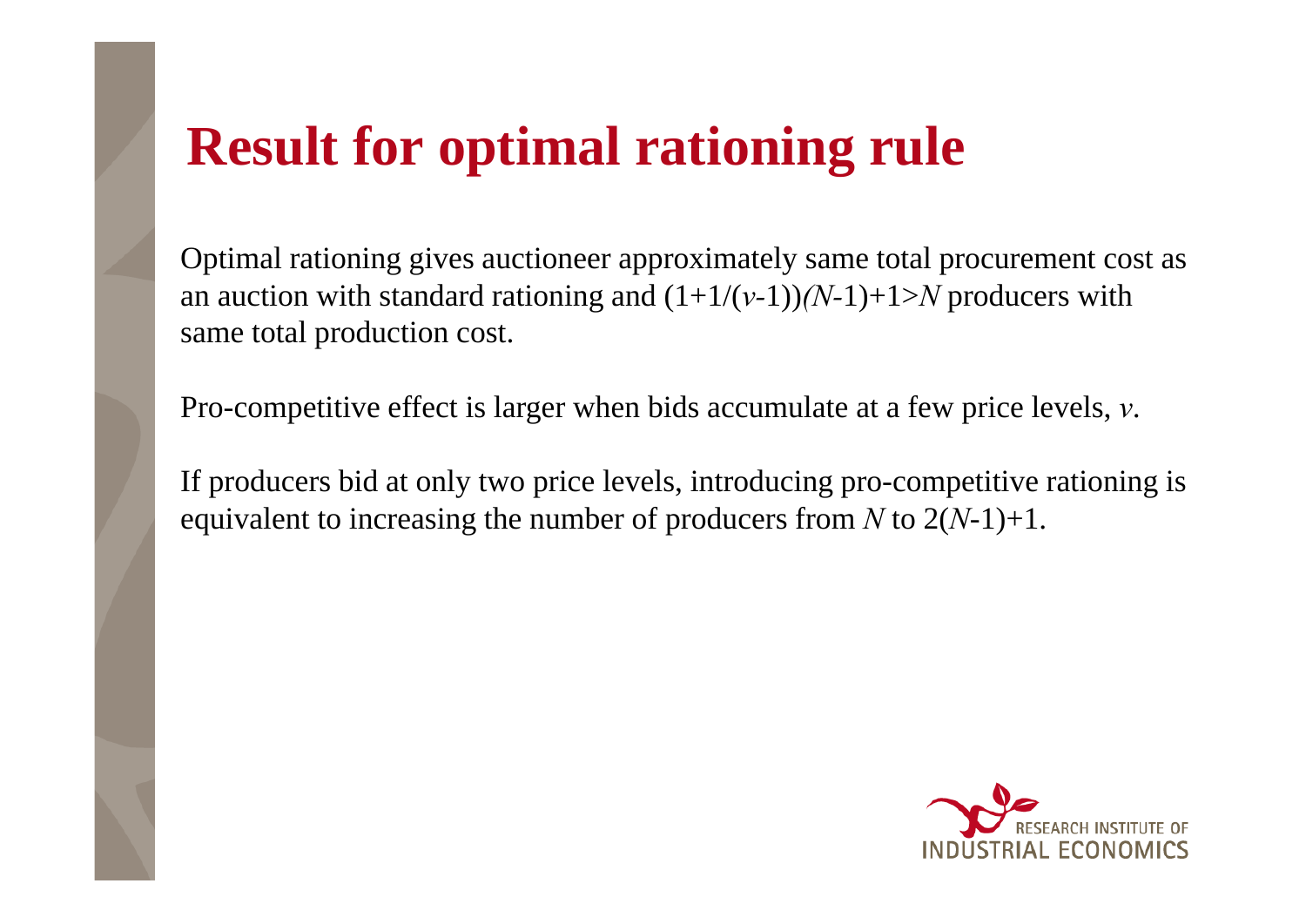# Result for optimal rationing rule

Optimal rationing gives auctioneer approximately same total procurement cost as an auction with standard rationing and $(1+1/(v-1))(N-1)+1>N$ producers with same total production cost.

Pro-competitive effect is larger when bids accumulate at a few price levels, $v$.

If producers bid at only two price levels, introducing pro-competitive rationing is equivalent to increasing the number of producers from $N$ to $2(N-1)+1$.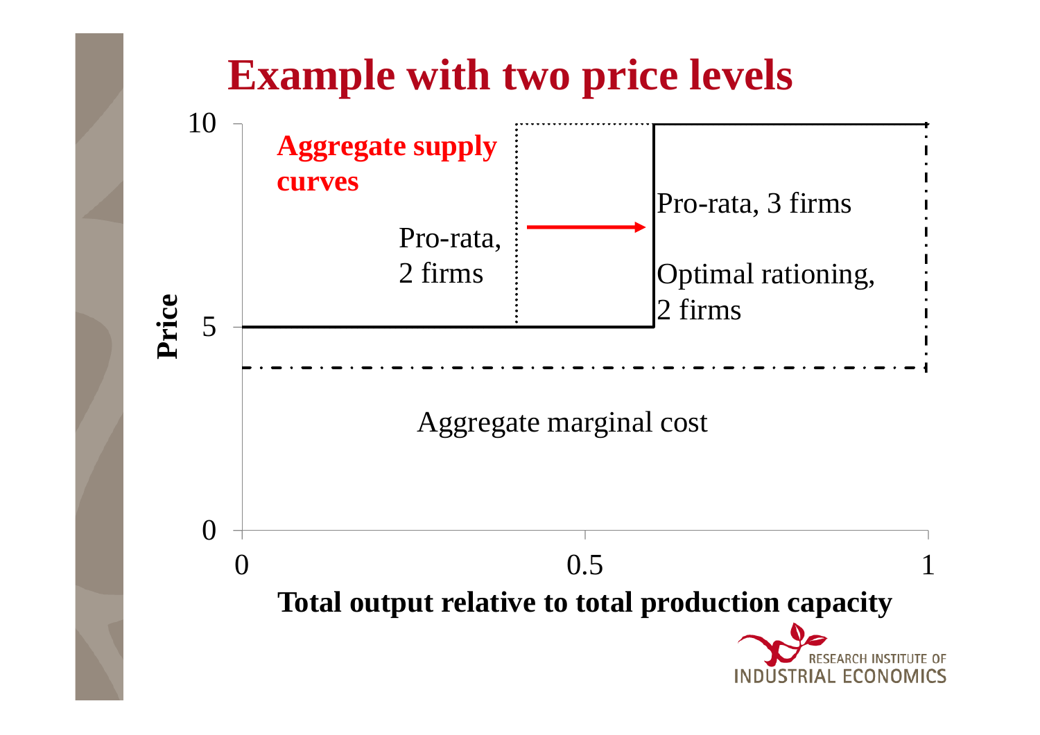# Example with two price levels

Aggregate supply curves

Pro-rata, 2 firms

Pro-rata, 3 firms

Optimal rationing, 2 firms

Aggregate marginal cost

Price

Total output relative to total production capacity

0, 5, 10

0, 0.5, 1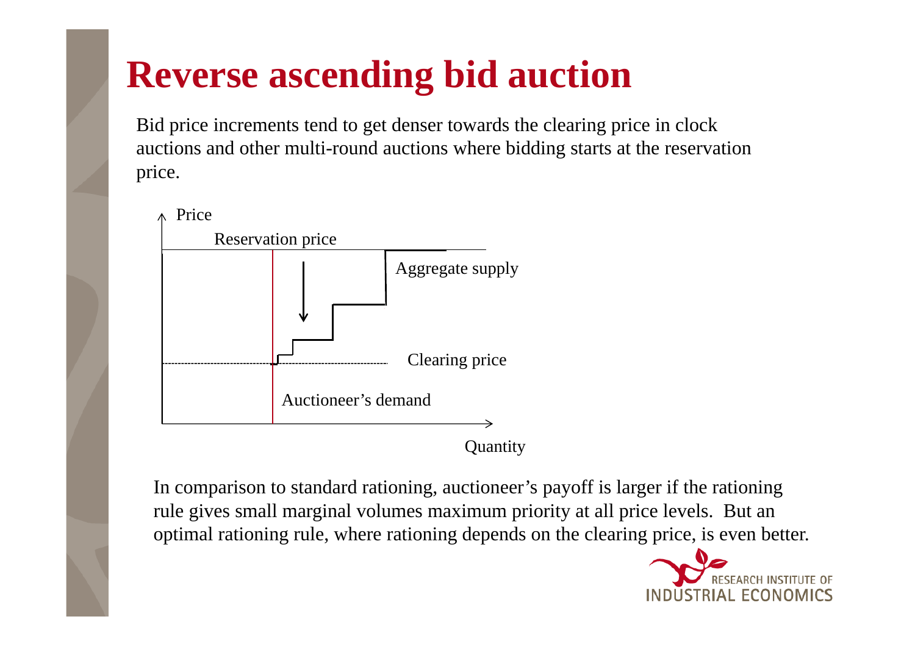# Reverse ascending bid auction

Bid price increments tend to get denser towards the clearing price in clock auctions and other multi-round auctions where bidding starts at the reservation price.

Price

Reservation price

Aggregate supply

Clearing price

Auctioneer's demand

Quantity

In comparison to standard rationing, auctioneer's payoff is larger if the rationing rule gives small marginal volumes maximum priority at all price levels. But an optimal rationing rule, where rationing depends on the clearing price, is even better.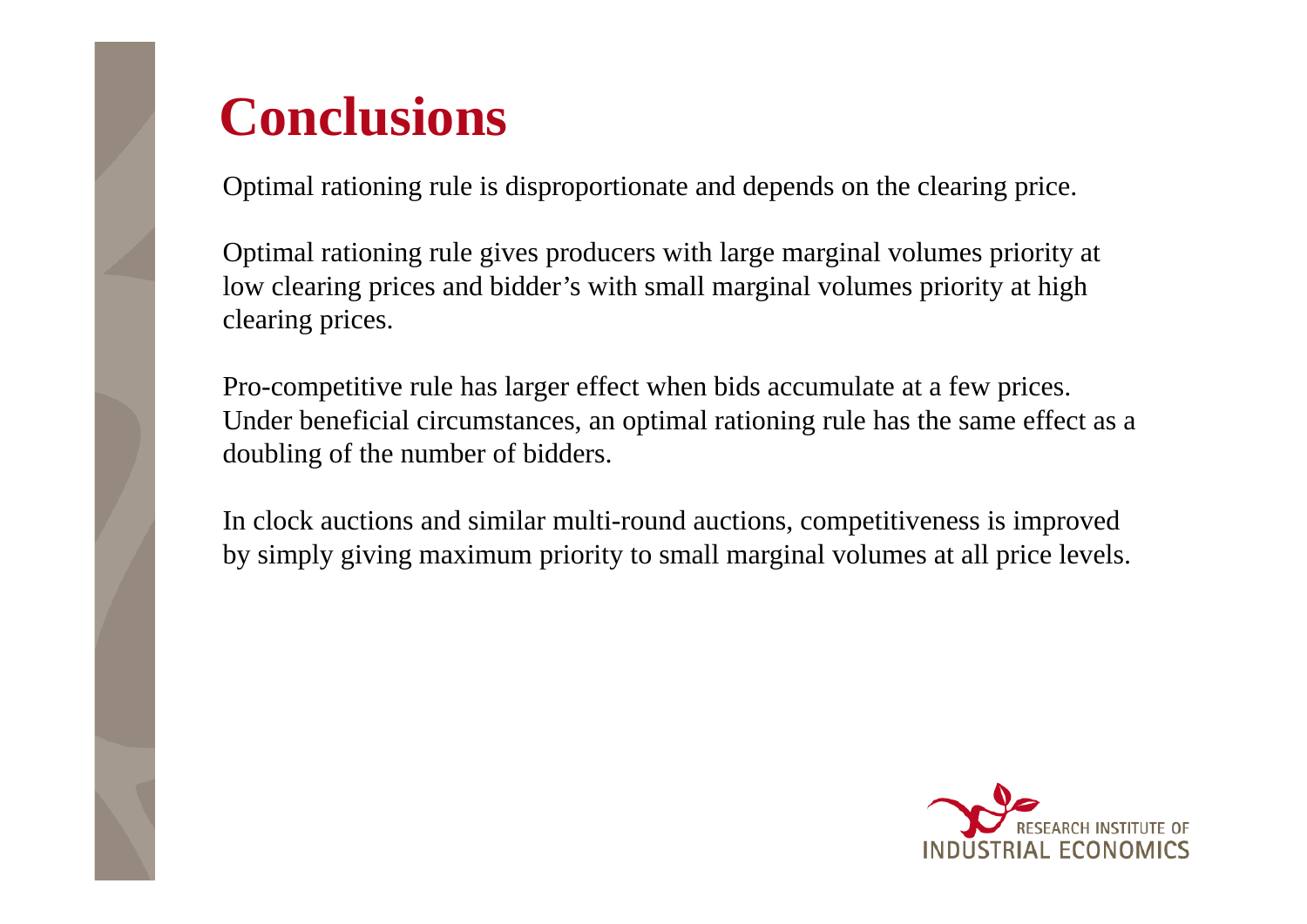# Conclusions

Optimal rationing rule is disproportionate and depends on the clearing price.

Optimal rationing rule gives producers with large marginal volumes priority at low clearing prices and bidder's with small marginal volumes priority at high clearing prices.

Pro-competitive rule has larger effect when bids accumulate at a few prices. Under beneficial circumstances, an optimal rationing rule has the same effect as a doubling of the number of bidders.

In clock auctions and similar multi-round auctions, competitiveness is improved by simply giving maximum priority to small marginal volumes at all price levels.

RESEARCH INSTITUTE OF INDUSTRIAL ECONOMICS